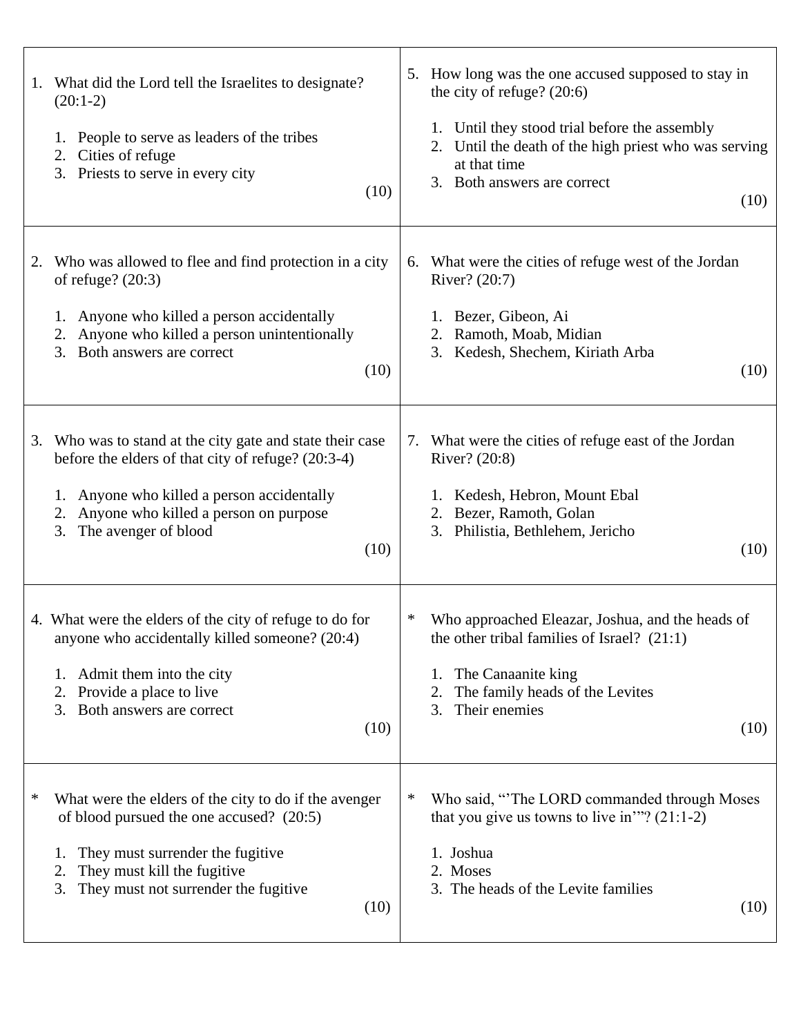1. What did the Lord tell the Israelites to designate? (20:1-2)

   1. People to serve as leaders of the tribes
   2. Cities of refuge
   3. Priests to serve in every city

   (10)

2. Who was allowed to flee and find protection in a city of refuge? (20:3)

   1. Anyone who killed a person accidentally
   2. Anyone who killed a person unintentionally
   3. Both answers are correct

   (10)

3. Who was to stand at the city gate and state their case before the elders of that city of refuge? (20:3-4)

   1. Anyone who killed a person accidentally
   2. Anyone who killed a person on purpose
   3. The avenger of blood

   (10)

4. What were the elders of the city of refuge to do for anyone who accidentally killed someone? (20:4)

   1. Admit them into the city
   2. Provide a place to live
   3. Both answers are correct

   (10)

\* What were the elders of the city to do if the avenger of blood pursued the one accused? (20:5)

   1. They must surrender the fugitive
   2. They must kill the fugitive
   3. They must not surrender the fugitive

   (10)

5. How long was the one accused supposed to stay in the city of refuge? (20:6)

   1. Until they stood trial before the assembly
   2. Until the death of the high priest who was serving at that time
   3. Both answers are correct

   (10)

6. What were the cities of refuge west of the Jordan River? (20:7)

   1. Bezer, Gibeon, Ai
   2. Ramoth, Moab, Midian
   3. Kedesh, Shechem, Kiriath Arba

   (10)

7. What were the cities of refuge east of the Jordan River? (20:8)

   1. Kedesh, Hebron, Mount Ebal
   2. Bezer, Ramoth, Golan
   3. Philistia, Bethlehem, Jericho

   (10)

\* Who approached Eleazar, Joshua, and the heads of the other tribal families of Israel? (21:1)

   1. The Canaanite king
   2. The family heads of the Levites
   3. Their enemies

   (10)

\* Who said, "'The LORD commanded through Moses that you give us towns to live in'"? (21:1-2)

   1. Joshua
   2. Moses
   3. The heads of the Levite families

   (10)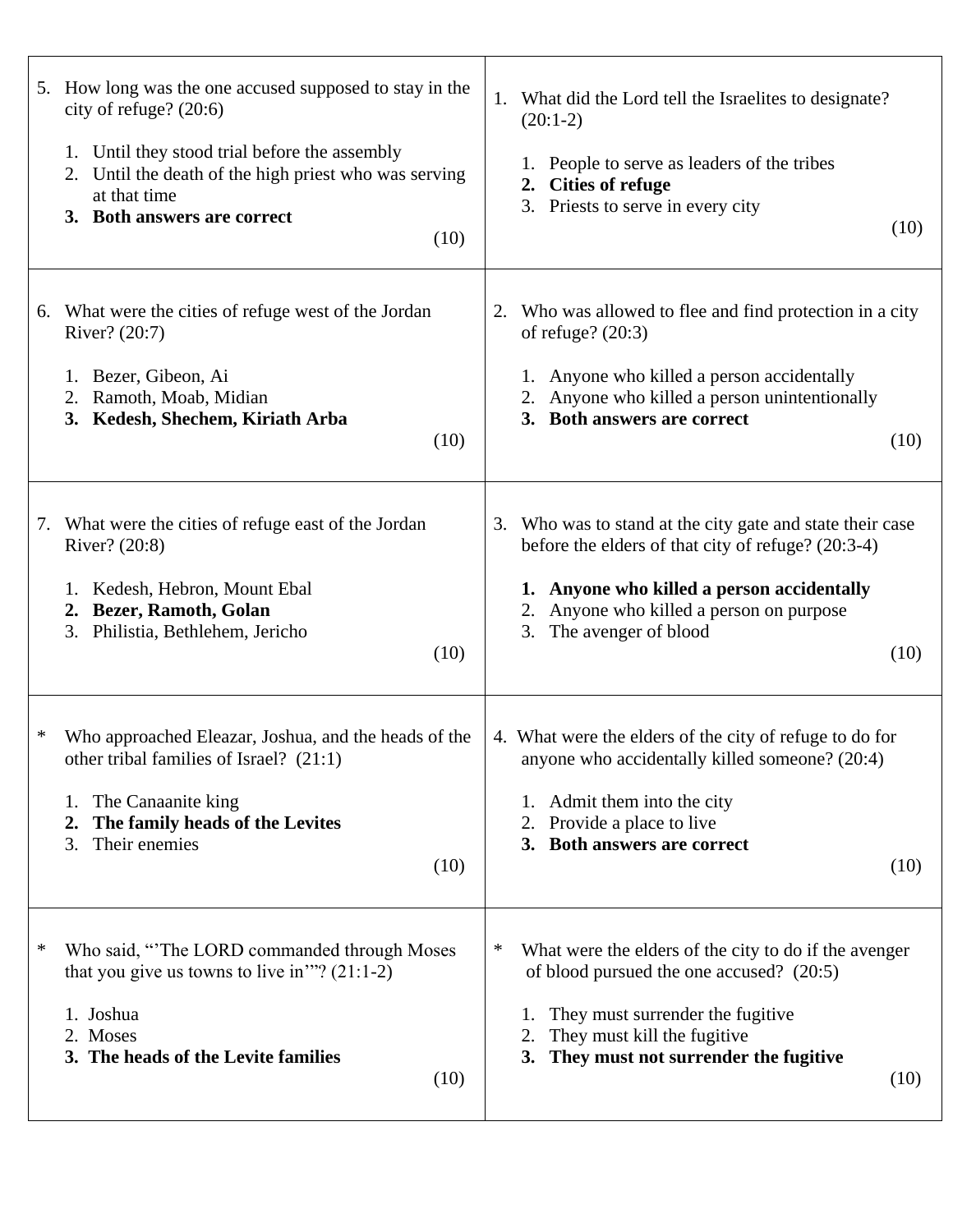5. How long was the one accused supposed to stay in the city of refuge? (20:6)

   1. Until they stood trial before the assembly
   2. Until the death of the high priest who was serving at that time
   3. **Both answers are correct**

   (10)

6. What were the cities of refuge west of the Jordan River? (20:7)

   1. Bezer, Gibeon, Ai
   2. Ramoth, Moab, Midian
   3. **Kedesh, Shechem, Kiriath Arba**

   (10)

7. What were the cities of refuge east of the Jordan River? (20:8)

   1. Kedesh, Hebron, Mount Ebal
   2. **Bezer, Ramoth, Golan**
   3. Philistia, Bethlehem, Jericho

   (10)

\* Who approached Eleazar, Joshua, and the heads of the other tribal families of Israel? (21:1)

   1. The Canaanite king
   2. **The family heads of the Levites**
   3. Their enemies

   (10)

\* Who said, "'The LORD commanded through Moses that you give us towns to live in'"? (21:1-2)

   1. Joshua
   2. Moses
   3. **The heads of the Levite families**

   (10)

1. What did the Lord tell the Israelites to designate? (20:1-2)

   1. People to serve as leaders of the tribes
   2. **Cities of refuge**
   3. Priests to serve in every city

   (10)

2. Who was allowed to flee and find protection in a city of refuge? (20:3)

   1. Anyone who killed a person accidentally
   2. Anyone who killed a person unintentionally
   3. **Both answers are correct**

   (10)

3. Who was to stand at the city gate and state their case before the elders of that city of refuge? (20:3-4)

   1. **Anyone who killed a person accidentally**
   2. Anyone who killed a person on purpose
   3. The avenger of blood

   (10)

4. What were the elders of the city of refuge to do for anyone who accidentally killed someone? (20:4)

   1. Admit them into the city
   2. Provide a place to live
   3. **Both answers are correct**

   (10)

\* What were the elders of the city to do if the avenger of blood pursued the one accused? (20:5)

   1. They must surrender the fugitive
   2. They must kill the fugitive
   3. **They must not surrender the fugitive**

   (10)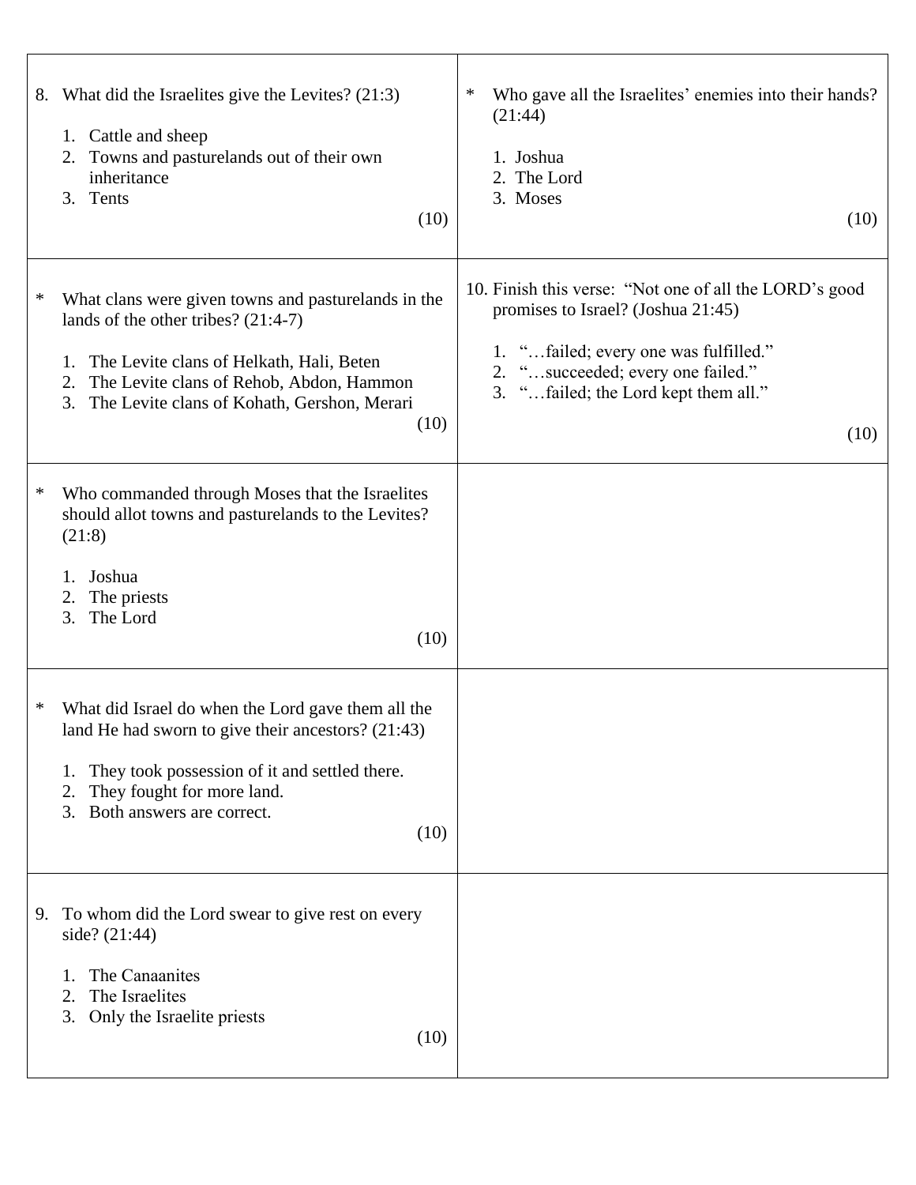8. What did the Israelites give the Levites? (21:3)

   1. Cattle and sheep
   2. Towns and pasturelands out of their own inheritance
   3. Tents

   (10)

* What clans were given towns and pasturelands in the lands of the other tribes? (21:4-7)

   1. The Levite clans of Helkath, Hali, Beten
   2. The Levite clans of Rehob, Abdon, Hammon
   3. The Levite clans of Kohath, Gershon, Merari

   (10)

* Who commanded through Moses that the Israelites should allot towns and pasturelands to the Levites? (21:8)

   1. Joshua
   2. The priests
   3. The Lord

   (10)

* What did Israel do when the Lord gave them all the land He had sworn to give their ancestors? (21:43)

   1. They took possession of it and settled there.
   2. They fought for more land.
   3. Both answers are correct.

   (10)

9. To whom did the Lord swear to give rest on every side? (21:44)

   1. The Canaanites
   2. The Israelites
   3. Only the Israelite priests

   (10)

* Who gave all the Israelites' enemies into their hands? (21:44)

   1. Joshua
   2. The Lord
   3. Moses

   (10)

10. Finish this verse: "Not one of all the LORD's good promises to Israel? (Joshua 21:45)

   1. "…failed; every one was fulfilled."
   2. "…succeeded; every one failed."
   3. "…failed; the Lord kept them all."

   (10)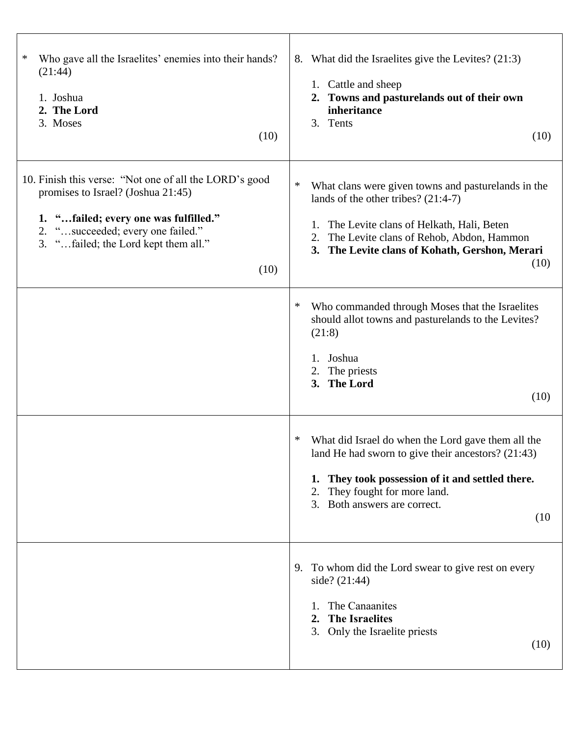| | |
|---|---|
| * Who gave all the Israelites' enemies into their hands? (21:44)<br><br>1. Joshua<br>**2. The Lord**<br>3. Moses<br><br>(10) | 8. What did the Israelites give the Levites? (21:3)<br><br>1. Cattle and sheep<br>**2. Towns and pasturelands out of their own inheritance**<br>3. Tents<br><br>(10) |
| 10. Finish this verse: "Not one of all the LORD's good promises to Israel? (Joshua 21:45)<br><br>**1. "…failed; every one was fulfilled."**<br>2. "…succeeded; every one failed."<br>3. "…failed; the Lord kept them all."<br><br>(10) | * What clans were given towns and pasturelands in the lands of the other tribes? (21:4-7)<br><br>1. The Levite clans of Helkath, Hali, Beten<br>2. The Levite clans of Rehob, Abdon, Hammon<br>**3. The Levite clans of Kohath, Gershon, Merari**<br><br>(10) |
| | * Who commanded through Moses that the Israelites should allot towns and pasturelands to the Levites? (21:8)<br><br>1. Joshua<br>2. The priests<br>**3. The Lord**<br><br>(10) |
| | * What did Israel do when the Lord gave them all the land He had sworn to give their ancestors? (21:43)<br><br>**1. They took possession of it and settled there.**<br>2. They fought for more land.<br>3. Both answers are correct.<br><br>(10 |
| | 9. To whom did the Lord swear to give rest on every side? (21:44)<br><br>1. The Canaanites<br>**2. The Israelites**<br>3. Only the Israelite priests<br><br>(10) |